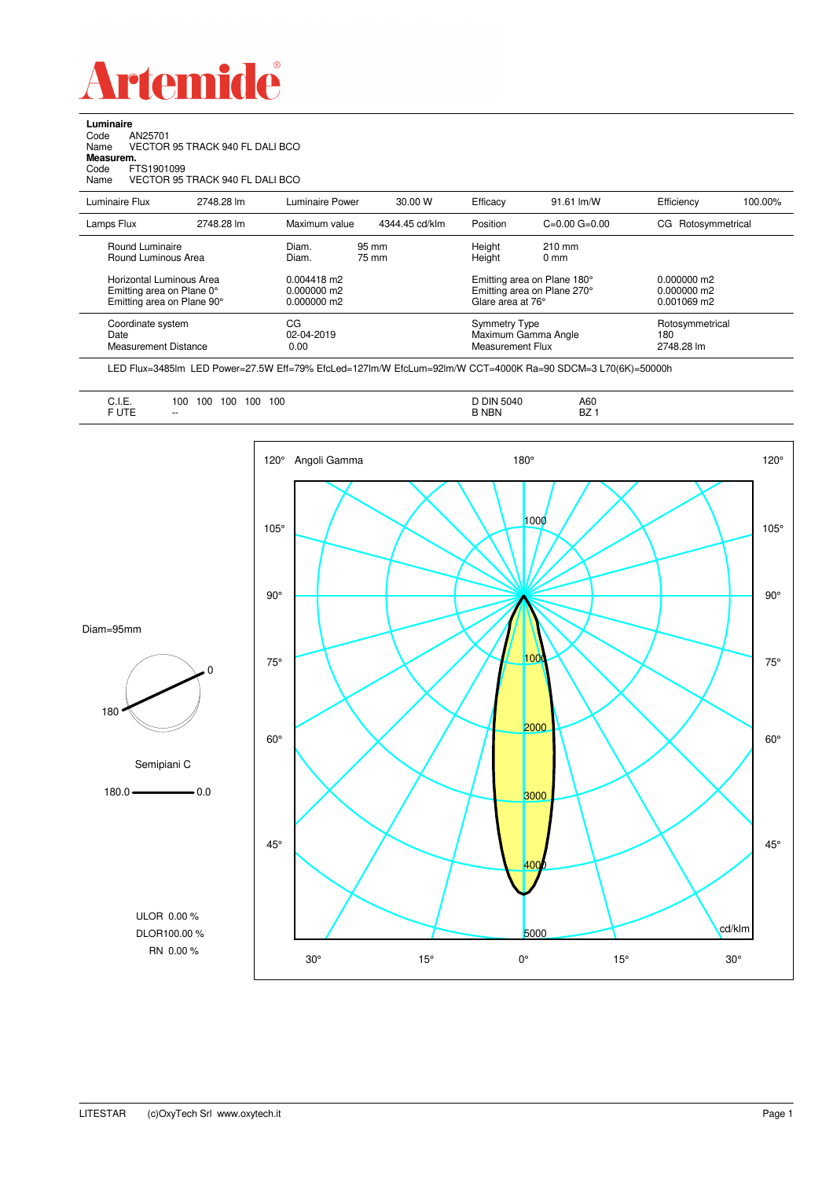# Artemide

**Luminaire**
Code AN25701
Name VECTOR 95 TRACK 940 FL DALI BCO
**Measurem.**
Code FTS1901099
Name VECTOR 95 TRACK 940 FL DALI BCO

| Luminaire Flux | 2748.28 lm | Luminaire Power | 30.00 W | Efficacy | 91.61 lm/W | Efficiency | 100.00% |
|---|---|---|---|---|---|---|---|
| Lamps Flux | 2748.28 lm | Maximum value | 4344.45 cd/klm | Position | C=0.00 G=0.00 | CG Rotosymmetrical | |

| | | | | |
|---|---|---|---|---|
| Round Luminaire | Diam. 95 mm | Height | 210 mm | |
| Round Luminous Area | Diam. 75 mm | Height | 0 mm | |
| Horizontal Luminous Area | 0.004418 m2 | Emitting area on Plane 180° | | 0.000000 m2 |
| Emitting area on Plane 0° | 0.000000 m2 | Emitting area on Plane 270° | | 0.000000 m2 |
| Emitting area on Plane 90° | 0.000000 m2 | Glare area at 76° | | 0.001069 m2 |

| | | | |
|---|---|---|---|
| Coordinate system | CG | Symmetry Type | Rotosymmetrical |
| Date | 02-04-2019 | Maximum Gamma Angle | 180 |
| Measurement Distance | 0.00 | Measurement Flux | 2748.28 lm |

LED Flux=3485lm LED Power=27.5W Eff=79% EfcLed=127lm/W EfcLum=92lm/W CCT=4000K Ra=90 SDCM=3 L70(6K)=50000h

| | | | |
|---|---|---|---|
| C.I.E. | 100 100 100 100 100 | D DIN 5040 | A60 |
| F UTE | -- | B NBN | BZ 1 |

Diam=95mm

Semipiani C

180.0 — 0.0

ULOR 0.00 %
DLOR 100.00 %
RN 0.00 %

Angoli Gamma — cd/klm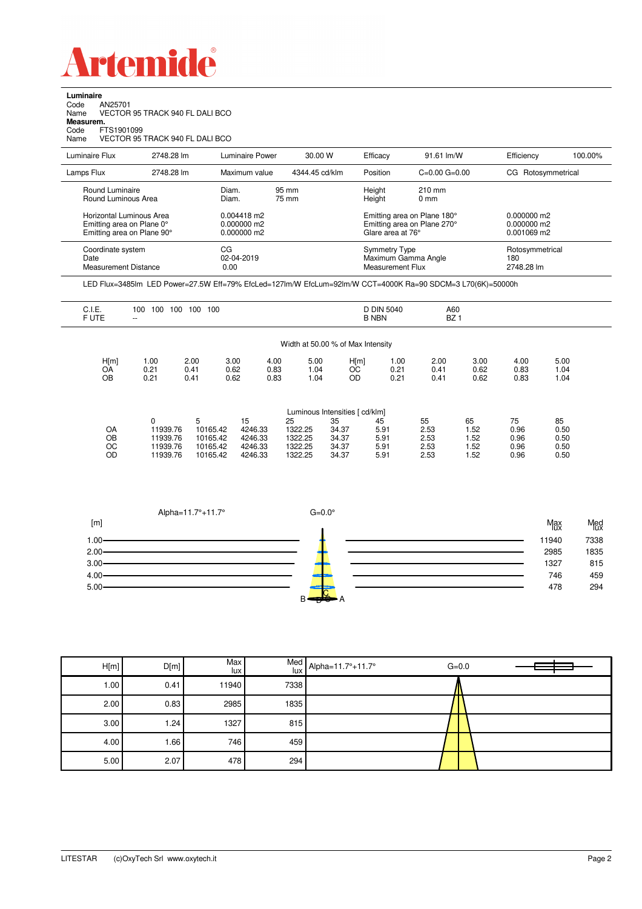# Artemide

**Luminaire**
Code AN25701
Name VECTOR 95 TRACK 940 FL DALI BCO
**Measurem.**
Code FTS1901099
Name VECTOR 95 TRACK 940 FL DALI BCO

| | | | | | | | |
|---|---|---|---|---|---|---|---|
| Luminaire Flux | 2748.28 lm | Luminaire Power | 30.00 W | Efficacy | 91.61 lm/W | Efficiency | 100.00% |
| Lamps Flux | 2748.28 lm | Maximum value | 4344.45 cd/klm | Position | C=0.00 G=0.00 | CG Rotosymmetrical | |

| | | | | | | |
|---|---|---|---|---|---|---|
| Round Luminaire | Diam. | 95 mm | Height | 210 mm | | |
| Round Luminous Area | Diam. | 75 mm | Height | 0 mm | | |
| Horizontal Luminous Area | 0.004418 m2 | | Emitting area on Plane 180° | 0.000000 m2 | | |
| Emitting area on Plane 0° | 0.000000 m2 | | Emitting area on Plane 270° | 0.000000 m2 | | |
| Emitting area on Plane 90° | 0.000000 m2 | | Glare area at 76° | 0.001069 m2 | | |

| | | | |
|---|---|---|---|
| Coordinate system | CG | Symmetry Type | Rotosymmetrical |
| Date | 02-04-2019 | Maximum Gamma Angle | 180 |
| Measurement Distance | 0.00 | Measurement Flux | 2748.28 lm |

LED Flux=3485lm LED Power=27.5W Eff=79% EfcLed=127lm/W EfcLum=92lm/W CCT=4000K Ra=90 SDCM=3 L70(6K)=50000h

| | | | |
|---|---|---|---|
| C.I.E. | 100 100 100 100 100 | D DIN 5040 | A60 |
| F UTE | -- | B NBN | BZ 1 |

Width at 50.00 % of Max Intensity

| H[m] | 1.00 | 2.00 | 3.00 | 4.00 | 5.00 | H[m] | 1.00 | 2.00 | 3.00 | 4.00 | 5.00 |
|---|---|---|---|---|---|---|---|---|---|---|---|
| OA | 0.21 | 0.41 | 0.62 | 0.83 | 1.04 | OC | 0.21 | 0.41 | 0.62 | 0.83 | 1.04 |
| OB | 0.21 | 0.41 | 0.62 | 0.83 | 1.04 | OD | 0.21 | 0.41 | 0.62 | 0.83 | 1.04 |

Luminous Intensities [ cd/klm]

| | 0 | 5 | 15 | 25 | 35 | 45 | 55 | 65 | 75 | 85 |
|---|---|---|---|---|---|---|---|---|---|---|
| OA | 11939.76 | 10165.42 | 4246.33 | 1322.25 | 34.37 | 5.91 | 2.53 | 1.52 | 0.96 | 0.50 |
| OB | 11939.76 | 10165.42 | 4246.33 | 1322.25 | 34.37 | 5.91 | 2.53 | 1.52 | 0.96 | 0.50 |
| OC | 11939.76 | 10165.42 | 4246.33 | 1322.25 | 34.37 | 5.91 | 2.53 | 1.52 | 0.96 | 0.50 |
| OD | 11939.76 | 10165.42 | 4246.33 | 1322.25 | 34.37 | 5.91 | 2.53 | 1.52 | 0.96 | 0.50 |

Alpha=11.7°+11.7°
G=0.0°
[m]
Max lux
Med lux
1.00 11940 7338
2.00 2985 1835
3.00 1327 815
4.00 746 459
5.00 478 294
B D C A

| H[m] | D[m] | Max lux | Med lux | Alpha=11.7°+11.7° G=0.0 |
|---|---|---|---|---|
| 1.00 | 0.41 | 11940 | 7338 | |
| 2.00 | 0.83 | 2985 | 1835 | |
| 3.00 | 1.24 | 1327 | 815 | |
| 4.00 | 1.66 | 746 | 459 | |
| 5.00 | 2.07 | 478 | 294 | |

LITESTAR (c)OxyTech Srl www.oxytech.it